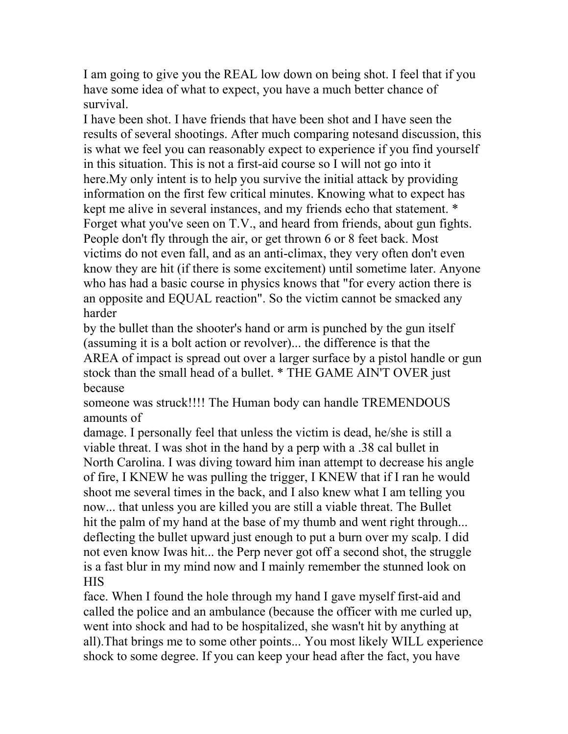I am going to give you the REAL low down on being shot. I feel that if you have some idea of what to expect, you have a much better chance of survival.

I have been shot. I have friends that have been shot and I have seen the results of several shootings. After much comparing notesand discussion, this is what we feel you can reasonably expect to experience if you find yourself in this situation. This is not a first-aid course so I will not go into it here.My only intent is to help you survive the initial attack by providing information on the first few critical minutes. Knowing what to expect has kept me alive in several instances, and my friends echo that statement. * Forget what you've seen on T.V., and heard from friends, about gun fights. People don't fly through the air, or get thrown 6 or 8 feet back. Most victims do not even fall, and as an anti-climax, they very often don't even know they are hit (if there is some excitement) until sometime later. Anyone who has had a basic course in physics knows that "for every action there is an opposite and EQUAL reaction". So the victim cannot be smacked any harder
by the bullet than the shooter's hand or arm is punched by the gun itself (assuming it is a bolt action or revolver)... the difference is that the AREA of impact is spread out over a larger surface by a pistol handle or gun stock than the small head of a bullet. * THE GAME AIN'T OVER just because
someone was struck!!!! The Human body can handle TREMENDOUS amounts of
damage. I personally feel that unless the victim is dead, he/she is still a viable threat. I was shot in the hand by a perp with a .38 cal bullet in North Carolina. I was diving toward him inan attempt to decrease his angle of fire, I KNEW he was pulling the trigger, I KNEW that if I ran he would shoot me several times in the back, and I also knew what I am telling you now... that unless you are killed you are still a viable threat. The Bullet hit the palm of my hand at the base of my thumb and went right through... deflecting the bullet upward just enough to put a burn over my scalp. I did not even know Iwas hit... the Perp never got off a second shot, the struggle is a fast blur in my mind now and I mainly remember the stunned look on HIS
face. When I found the hole through my hand I gave myself first-aid and called the police and an ambulance (because the officer with me curled up, went into shock and had to be hospitalized, she wasn't hit by anything at all).That brings me to some other points... You most likely WILL experience shock to some degree. If you can keep your head after the fact, you have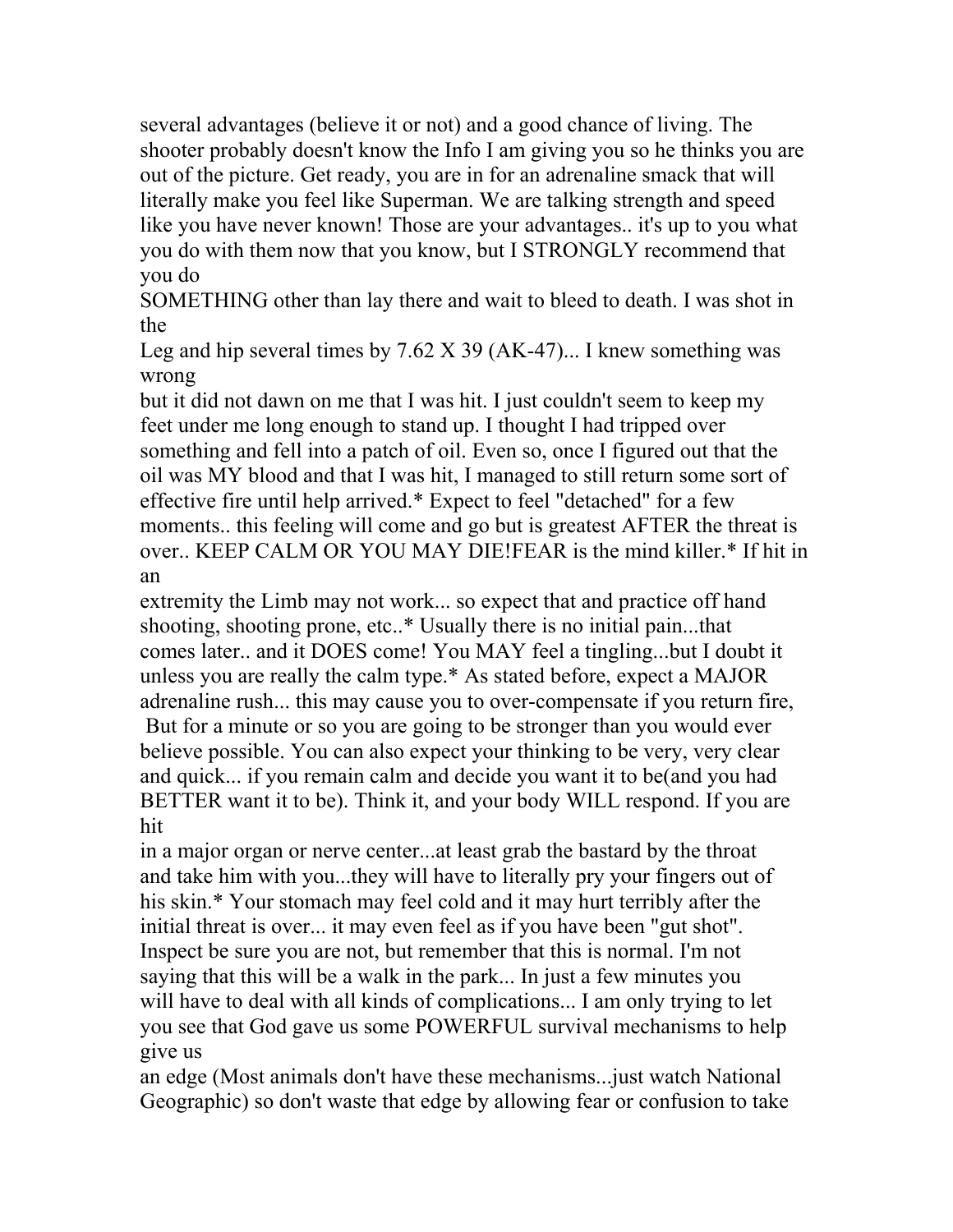several advantages (believe it or not) and a good chance of living. The shooter probably doesn't know the Info I am giving you so he thinks you are out of the picture. Get ready, you are in for an adrenaline smack that will literally make you feel like Superman. We are talking strength and speed like you have never known! Those are your advantages.. it's up to you what you do with them now that you know, but I STRONGLY recommend that you do SOMETHING other than lay there and wait to bleed to death. I was shot in the Leg and hip several times by 7.62 X 39 (AK-47)... I knew something was wrong but it did not dawn on me that I was hit. I just couldn't seem to keep my feet under me long enough to stand up. I thought I had tripped over something and fell into a patch of oil. Even so, once I figured out that the oil was MY blood and that I was hit, I managed to still return some sort of effective fire until help arrived.* Expect to feel "detached" for a few moments.. this feeling will come and go but is greatest AFTER the threat is over.. KEEP CALM OR YOU MAY DIE!FEAR is the mind killer.* If hit in an extremity the Limb may not work... so expect that and practice off hand shooting, shooting prone, etc..* Usually there is no initial pain...that comes later.. and it DOES come! You MAY feel a tingling...but I doubt it unless you are really the calm type.* As stated before, expect a MAJOR adrenaline rush... this may cause you to over-compensate if you return fire, But for a minute or so you are going to be stronger than you would ever believe possible. You can also expect your thinking to be very, very clear and quick... if you remain calm and decide you want it to be(and you had BETTER want it to be). Think it, and your body WILL respond. If you are hit in a major organ or nerve center...at least grab the bastard by the throat and take him with you...they will have to literally pry your fingers out of his skin.* Your stomach may feel cold and it may hurt terribly after the initial threat is over... it may even feel as if you have been "gut shot". Inspect be sure you are not, but remember that this is normal. I'm not saying that this will be a walk in the park... In just a few minutes you will have to deal with all kinds of complications... I am only trying to let you see that God gave us some POWERFUL survival mechanisms to help give us an edge (Most animals don't have these mechanisms...just watch National Geographic) so don't waste that edge by allowing fear or confusion to take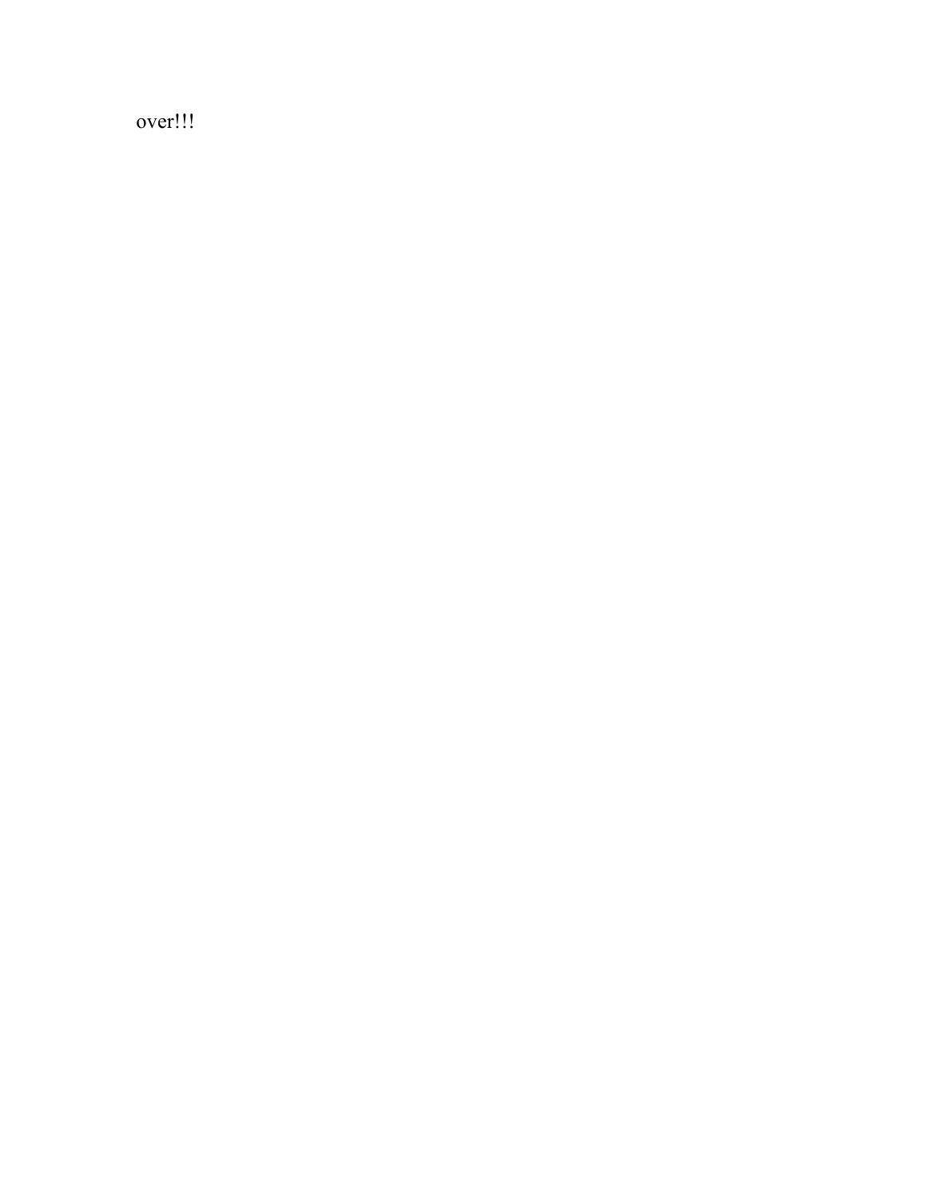over!!!